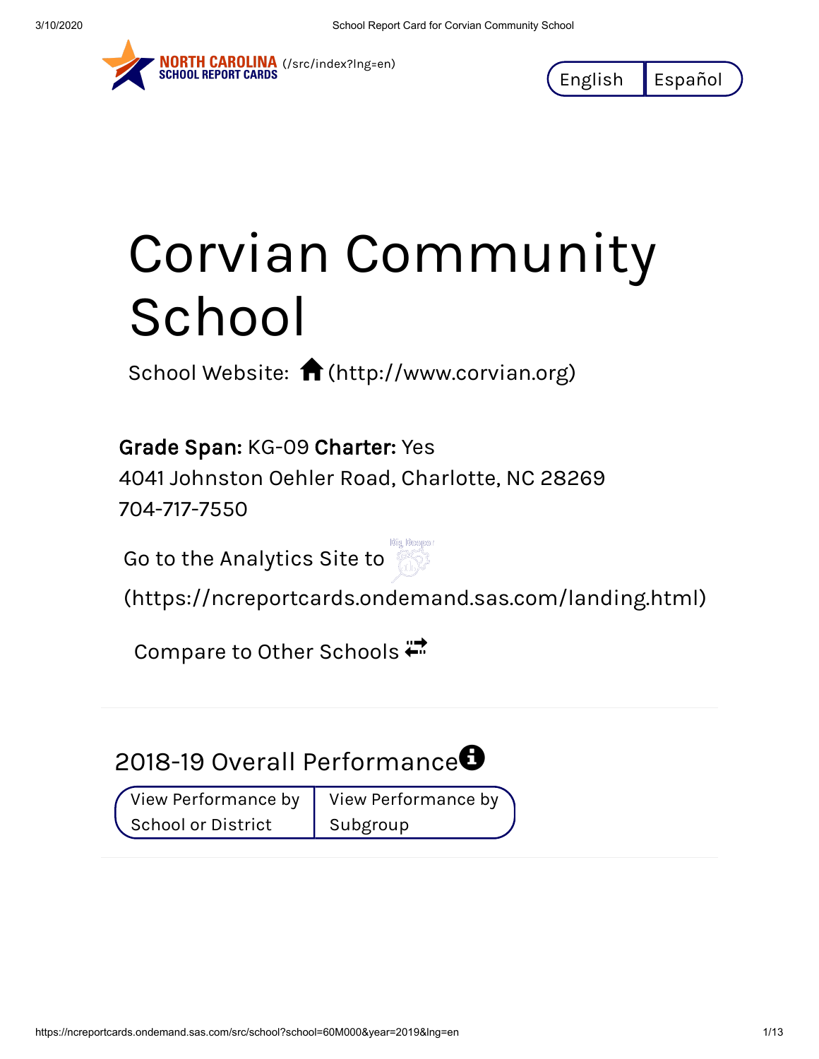NORTH CAROLINA SCHOOL REPORT CARDS (/src/index?lng=en)

English | Español

# Corvian Community School

School Website: (http://www.corvian.org)

**Grade Span:** KG-09 **Charter:** Yes
4041 Johnston Oehler Road, Charlotte, NC 28269
704-717-7550

Go to the Analytics Site to Dig Deeper
(https://ncreportcards.ondemand.sas.com/landing.html)

Compare to Other Schools

## 2018-19 Overall Performance

View Performance by School or District | View Performance by Subgroup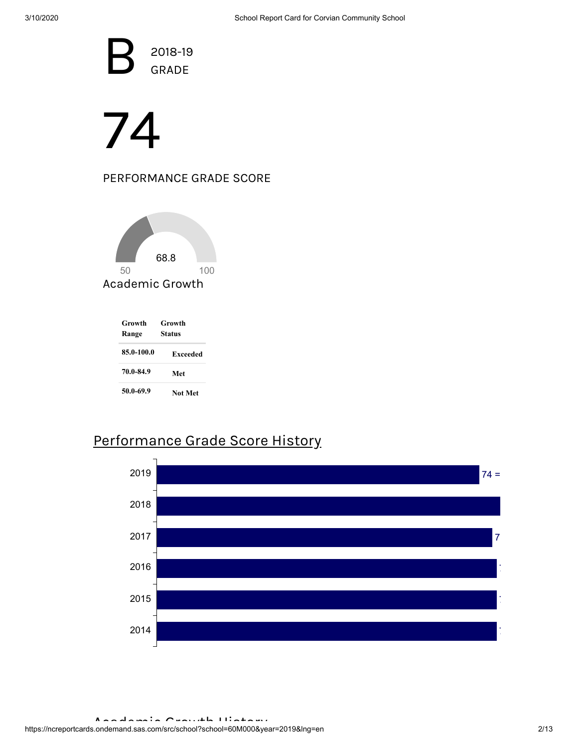# B

2018-19
GRADE

# 74

PERFORMANCE GRADE SCORE

68.8

50 100

Academic Growth

| Growth Range | Growth Status |
|---|---|
| 85.0-100.0 | Exceeded |
| 70.0-84.9 | Met |
| 50.0-69.9 | Not Met |

## Performance Grade Score History

| Year | Score |
|---|---|
| 2019 | 74 = |
| 2018 | |
| 2017 | 7 |
| 2016 | |
| 2015 | |
| 2014 | |

## Academic Growth History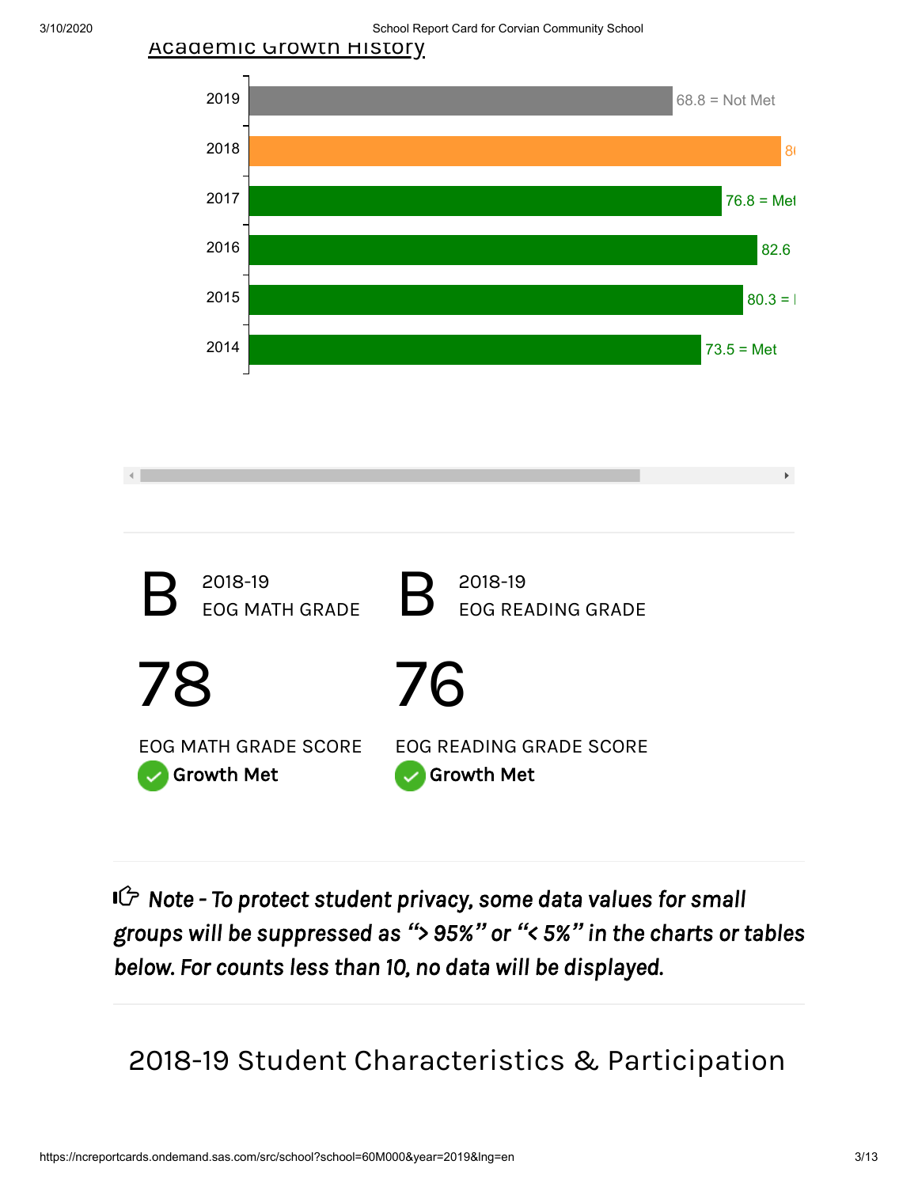## Academic Growth History

| Year | Value |
|---|---|
| 2019 | 68.8 = Not Met |
| 2018 | 8( |
| 2017 | 76.8 = Met |
| 2016 | 82.6 |
| 2015 | 80.3 = I |
| 2014 | 73.5 = Met |

**B** 2018-19 EOG MATH GRADE

**78**

EOG MATH GRADE SCORE

Growth Met

**B** 2018-19 EOG READING GRADE

**76**

EOG READING GRADE SCORE

Growth Met

***Note - To protect student privacy, some data values for small groups will be suppressed as "> 95%" or "< 5%" in the charts or tables below. For counts less than 10, no data will be displayed.***

## 2018-19 Student Characteristics & Participation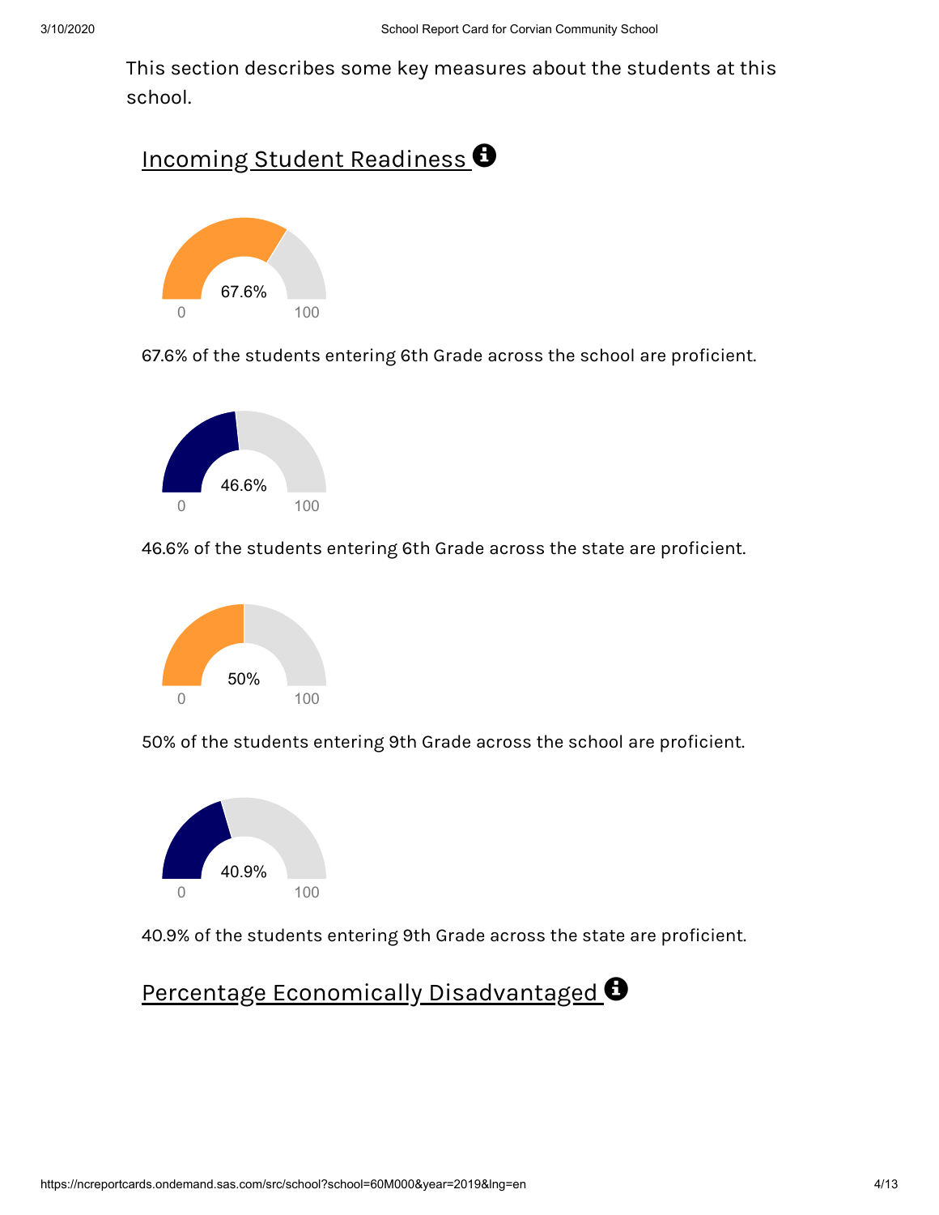This section describes some key measures about the students at this school.

## Incoming Student Readiness

67.6%

0 100

67.6% of the students entering 6th Grade across the school are proficient.

46.6%

0 100

46.6% of the students entering 6th Grade across the state are proficient.

50%

0 100

50% of the students entering 9th Grade across the school are proficient.

40.9%

0 100

40.9% of the students entering 9th Grade across the state are proficient.

## Percentage Economically Disadvantaged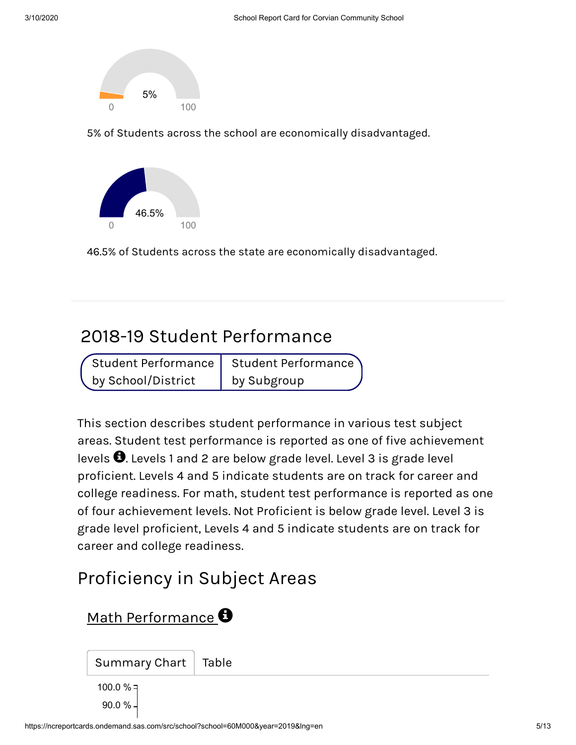5%

0 100

5% of Students across the school are economically disadvantaged.

46.5%

0 100

46.5% of Students across the state are economically disadvantaged.

---

## 2018-19 Student Performance

Student Performance by School/District | Student Performance by Subgroup

This section describes student performance in various test subject areas. Student test performance is reported as one of five achievement levels. Levels 1 and 2 are below grade level. Level 3 is grade level proficient. Levels 4 and 5 indicate students are on track for career and college readiness. For math, student test performance is reported as one of four achievement levels. Not Proficient is below grade level. Level 3 is grade level proficient, Levels 4 and 5 indicate students are on track for career and college readiness.

## Proficiency in Subject Areas

### Math Performance

Summary Chart | Table

100.0 %

90.0 %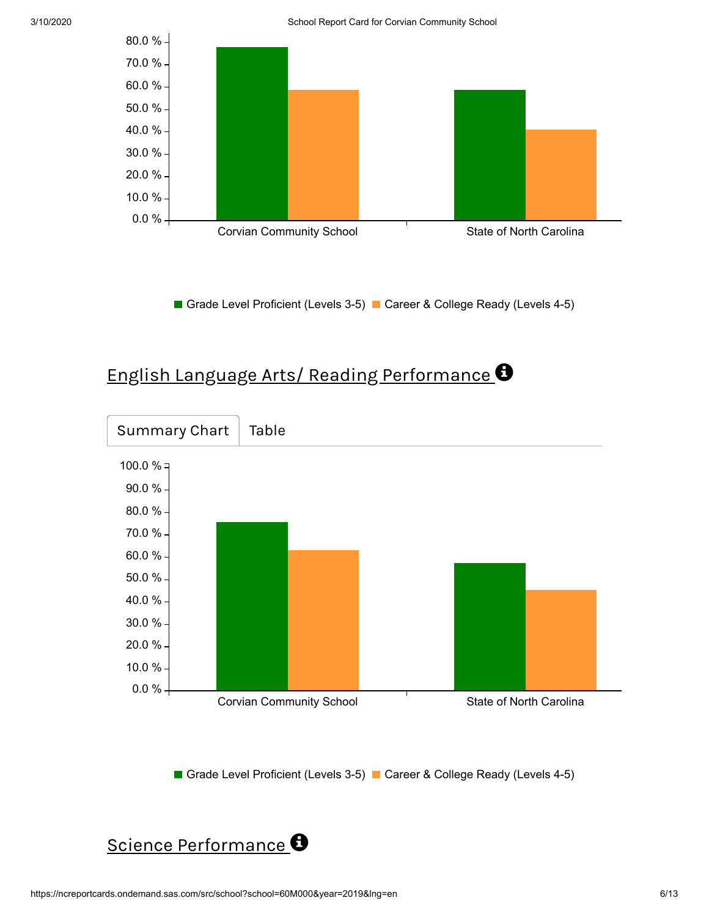80.0 %
70.0 %
60.0 %
50.0 %
40.0 %
30.0 %
20.0 %
10.0 %
0.0 %

Corvian Community School | State of North Carolina

■ Grade Level Proficient (Levels 3-5) ■ Career & College Ready (Levels 4-5)

## English Language Arts/ Reading Performance

Summary Chart | Table

100.0 %
90.0 %
80.0 %
70.0 %
60.0 %
50.0 %
40.0 %
30.0 %
20.0 %
10.0 %
0.0 %

Corvian Community School | State of North Carolina

■ Grade Level Proficient (Levels 3-5) ■ Career & College Ready (Levels 4-5)

## Science Performance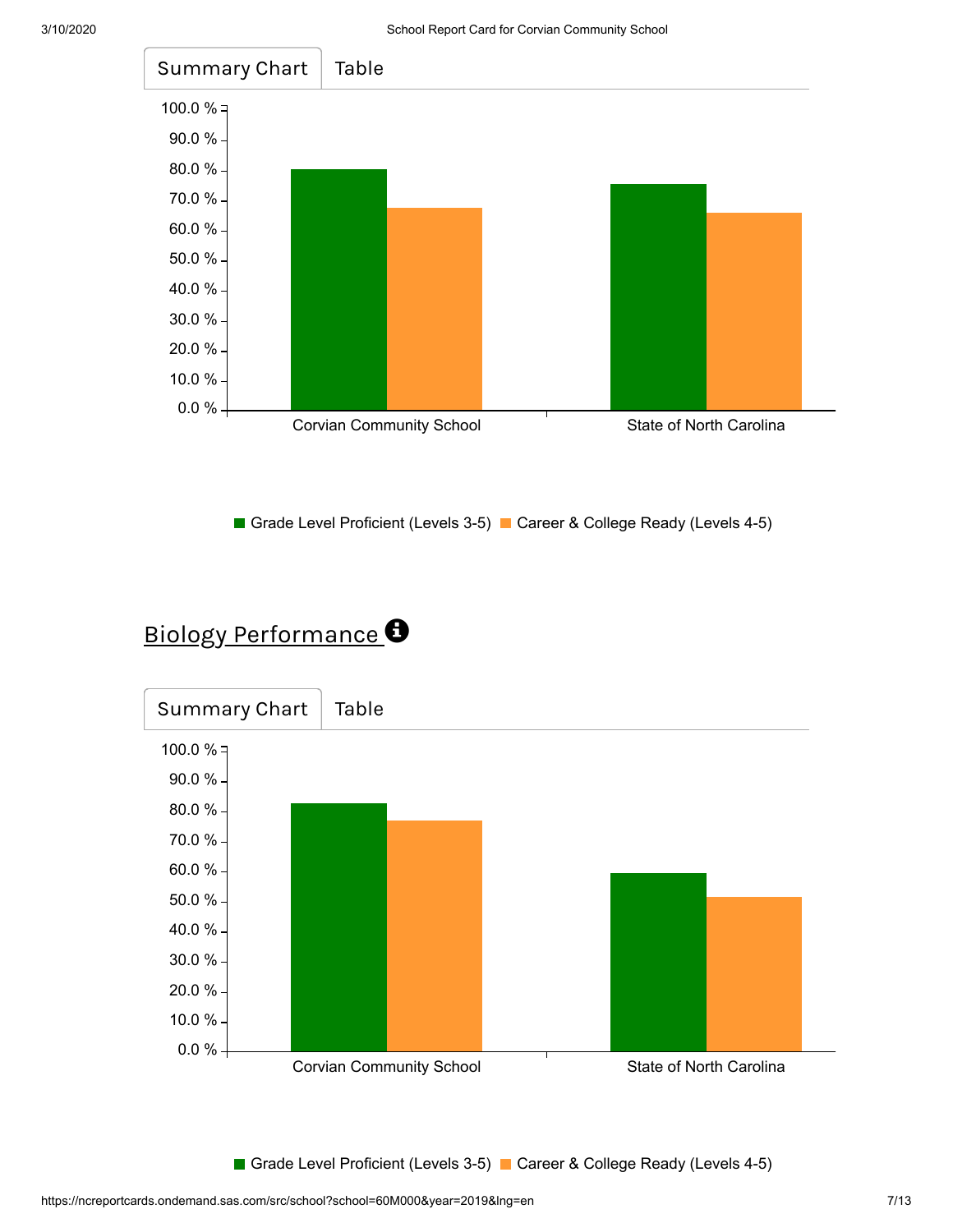Summary Chart | Table

100.0 %
90.0 %
80.0 %
70.0 %
60.0 %
50.0 %
40.0 %
30.0 %
20.0 %
10.0 %
0.0 %

Corvian Community School | State of North Carolina

■ Grade Level Proficient (Levels 3-5) ■ Career & College Ready (Levels 4-5)

## Biology Performance

Summary Chart | Table

100.0 %
90.0 %
80.0 %
70.0 %
60.0 %
50.0 %
40.0 %
30.0 %
20.0 %
10.0 %
0.0 %

Corvian Community School | State of North Carolina

■ Grade Level Proficient (Levels 3-5) ■ Career & College Ready (Levels 4-5)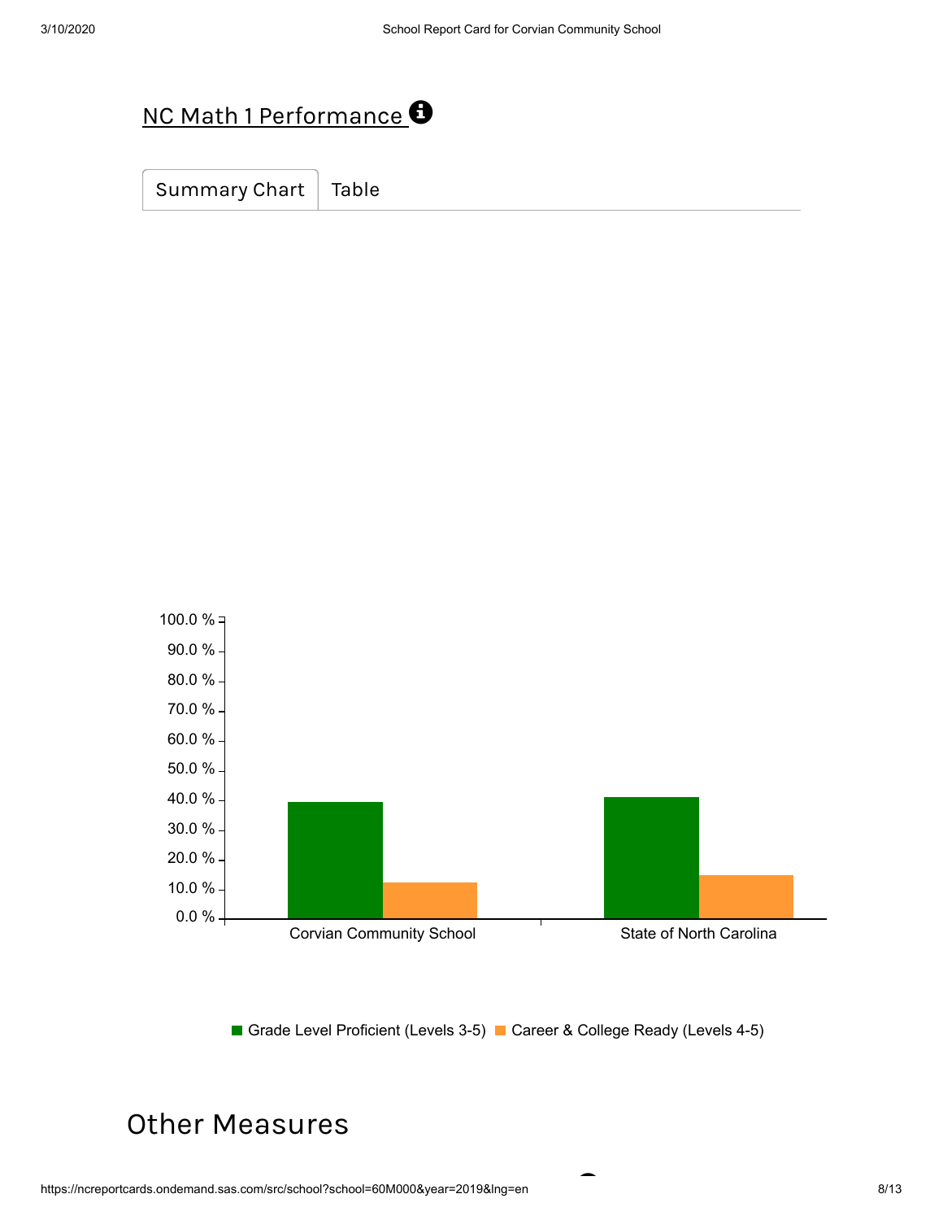## NC Math 1 Performance

Summary Chart | Table

100.0 %
90.0 %
80.0 %
70.0 %
60.0 %
50.0 %
40.0 %
30.0 %
20.0 %
10.0 %
0.0 %

Corvian Community School | State of North Carolina

Grade Level Proficient (Levels 3-5) | Career & College Ready (Levels 4-5)

# Other Measures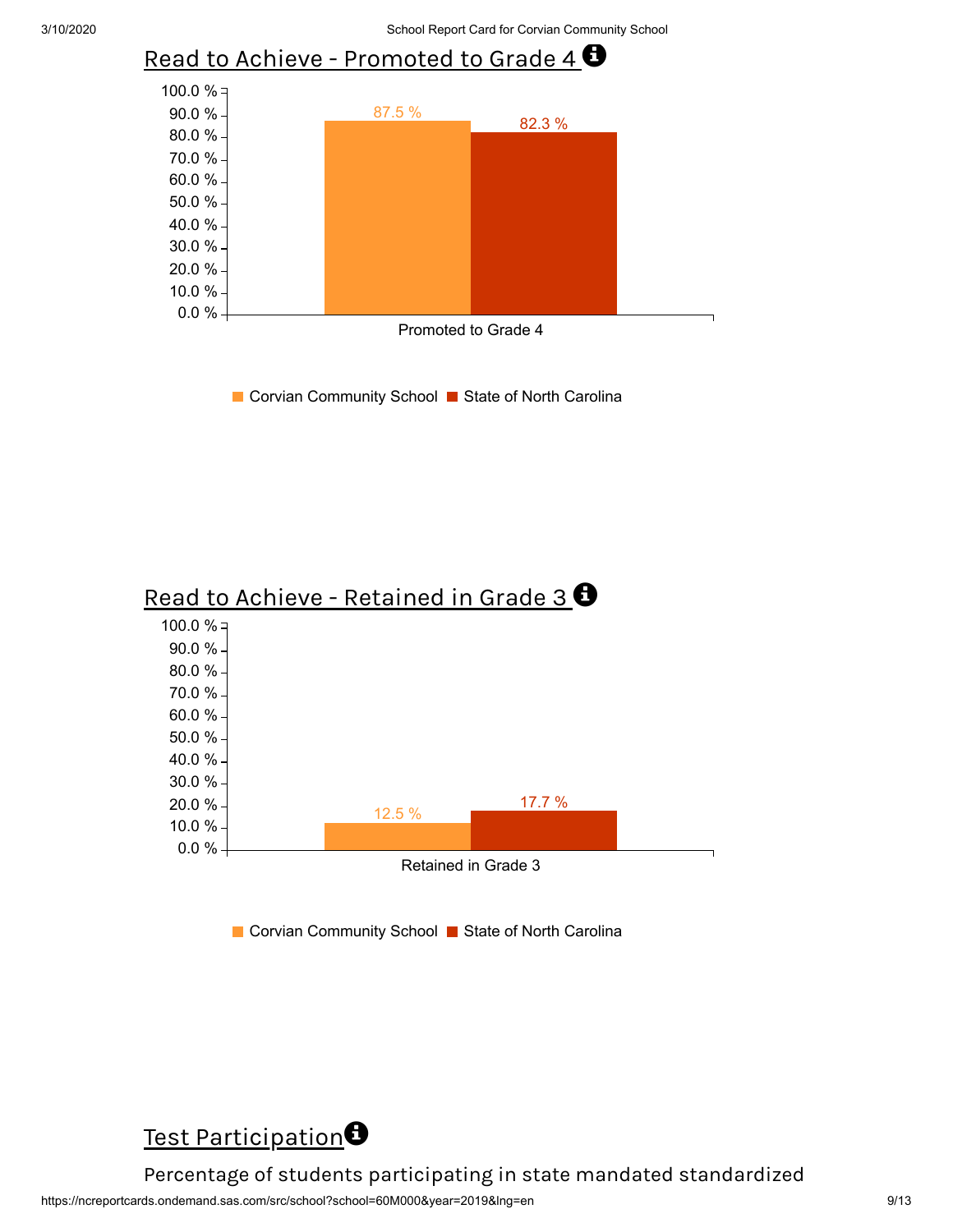## Read to Achieve - Promoted to Grade 4

| | Corvian Community School | State of North Carolina |
|---|---|---|
| Promoted to Grade 4 | 87.5 % | 82.3 % |

## Read to Achieve - Retained in Grade 3

| | Corvian Community School | State of North Carolina |
|---|---|---|
| Retained in Grade 3 | 12.5 % | 17.7 % |

## Test Participation

Percentage of students participating in state mandated standardized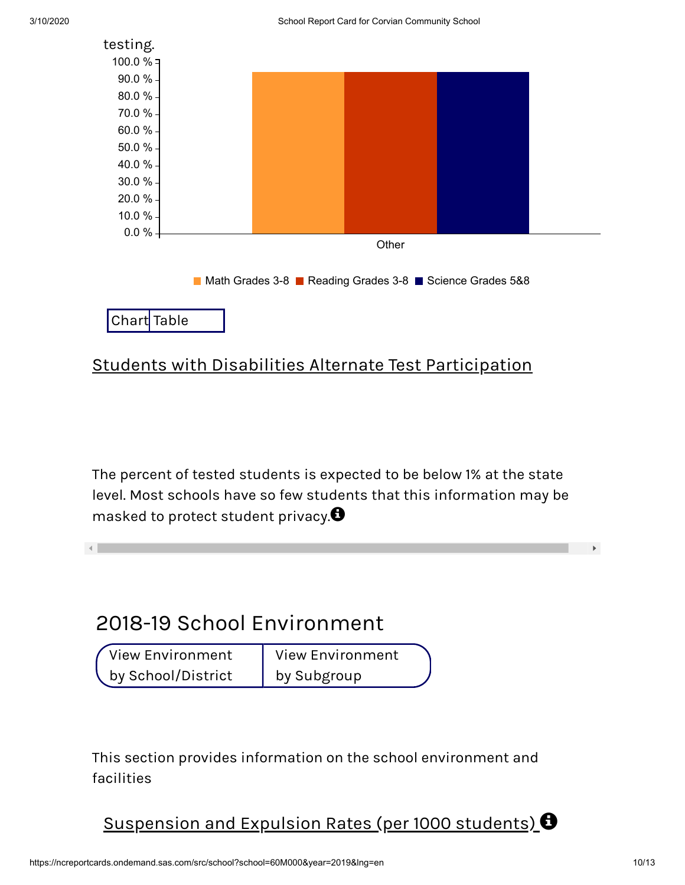testing.

100.0 %
90.0 %
80.0 %
70.0 %
60.0 %
50.0 %
40.0 %
30.0 %
20.0 %
10.0 %
0.0 %

Other

Math Grades 3-8 | Reading Grades 3-8 | Science Grades 5&8

Chart | Table

## Students with Disabilities Alternate Test Participation

The percent of tested students is expected to be below 1% at the state level. Most schools have so few students that this information may be masked to protect student privacy.

# 2018-19 School Environment

View Environment by School/District | View Environment by Subgroup

This section provides information on the school environment and facilities

## Suspension and Expulsion Rates (per 1000 students)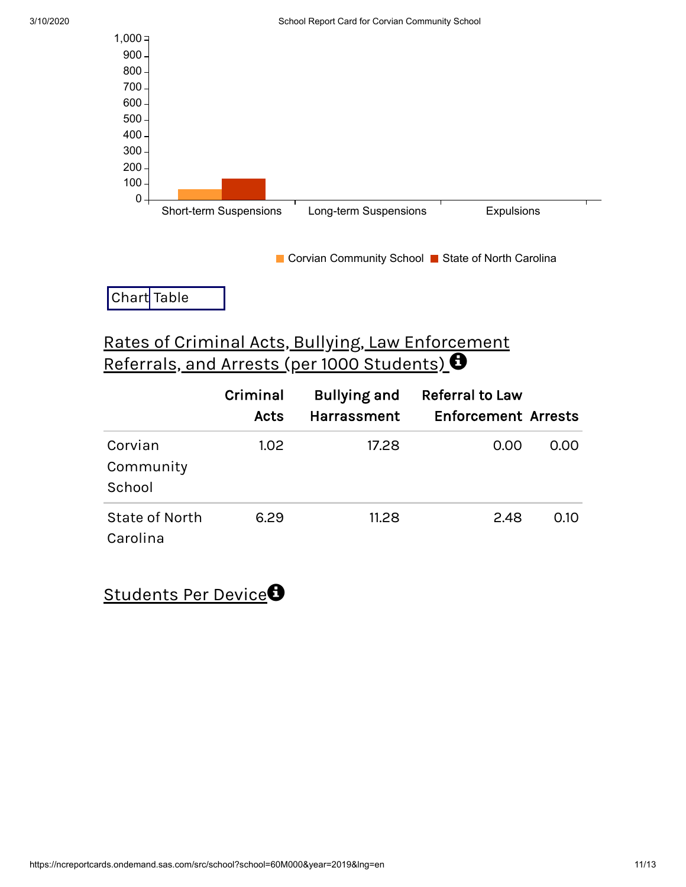Corvian Community School | State of North Carolina

Short-term Suspensions | Long-term Suspensions | Expulsions

Chart | Table

## Rates of Criminal Acts, Bullying, Law Enforcement Referrals, and Arrests (per 1000 Students)

| | Criminal Acts | Bullying and Harrassment | Referral to Law Enforcement | Arrests |
|---|---|---|---|---|
| Corvian Community School | 1.02 | 17.28 | 0.00 | 0.00 |
| State of North Carolina | 6.29 | 11.28 | 2.48 | 0.10 |

## Students Per Device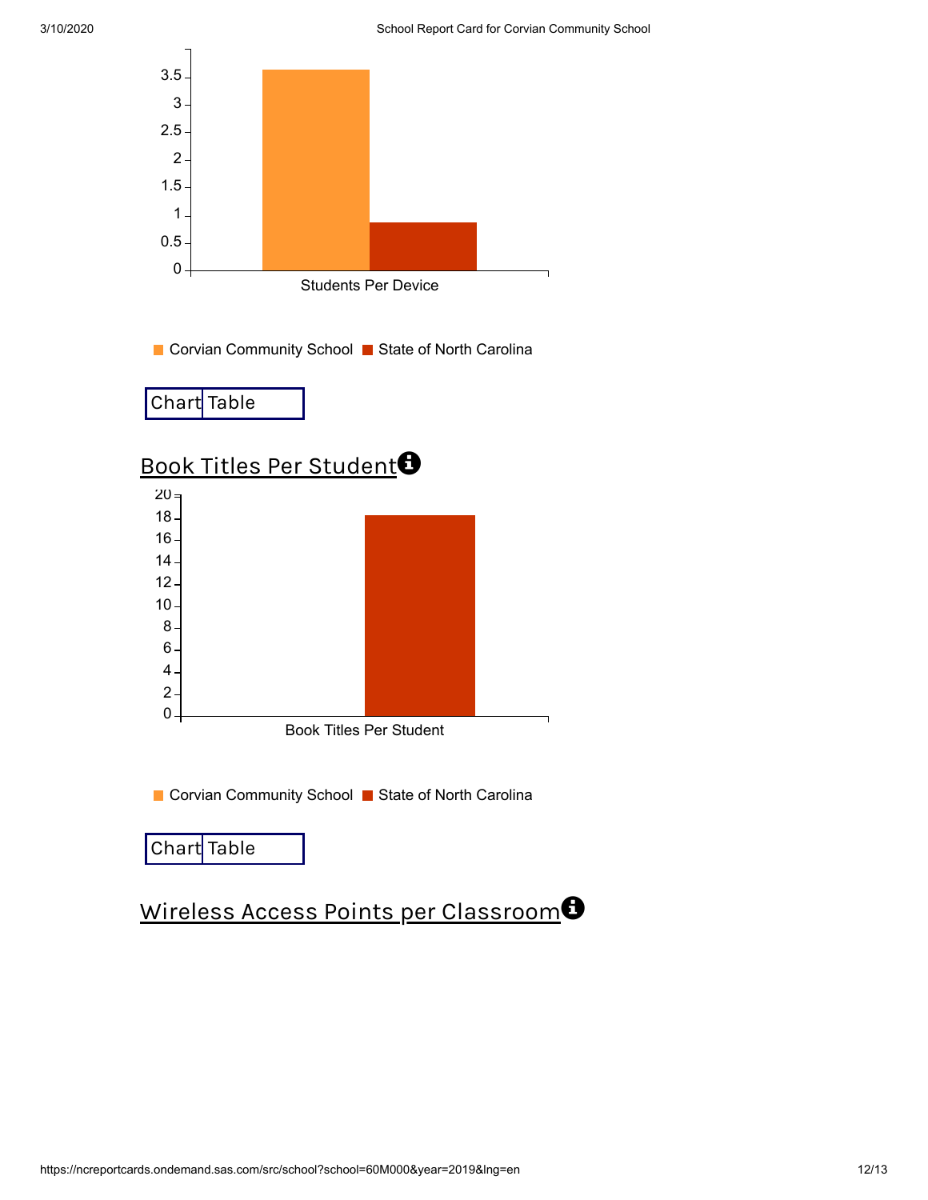Students Per Device

Corvian Community School | State of North Carolina

Chart | Table

## Book Titles Per Student

Book Titles Per Student

Corvian Community School | State of North Carolina

Chart | Table

## Wireless Access Points per Classroom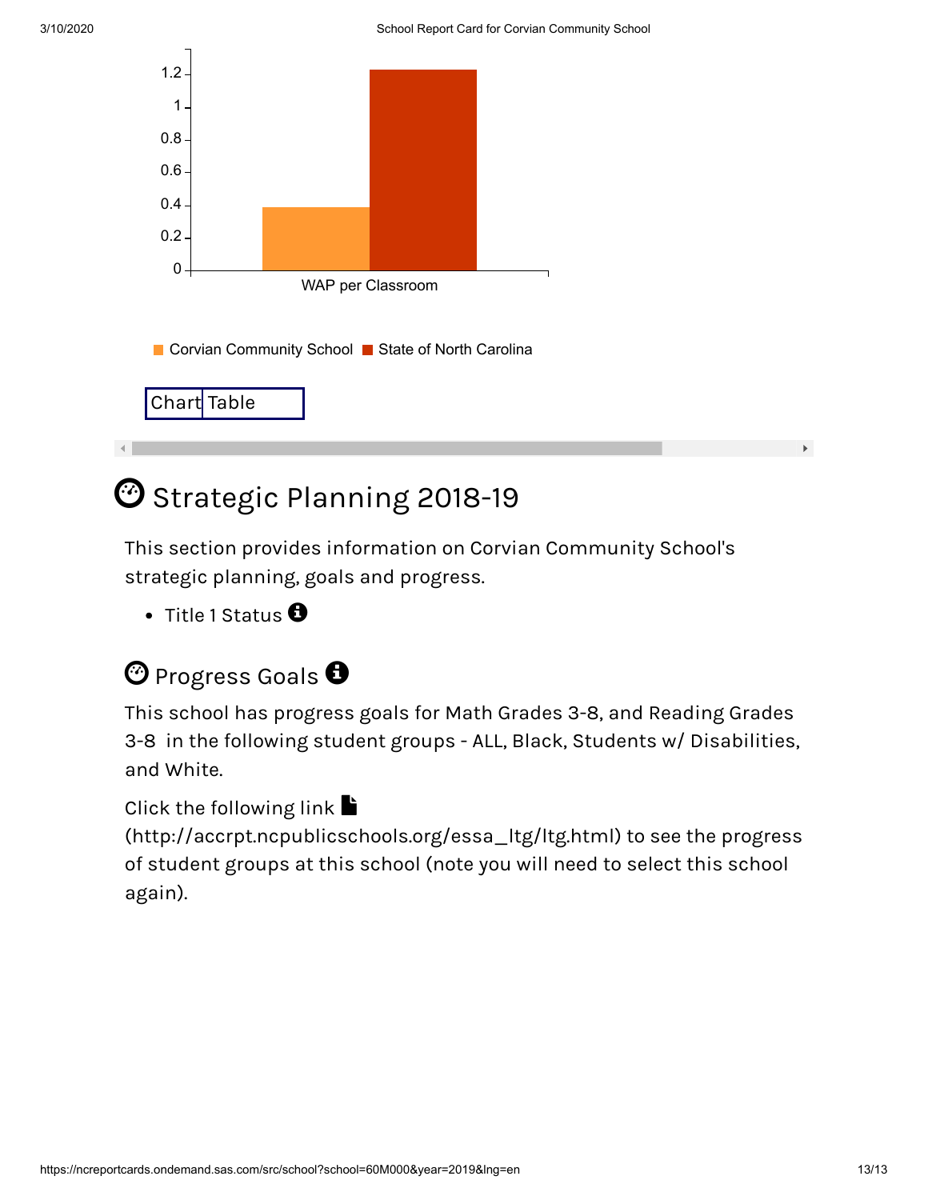1.2
1
0.8
0.6
0.4
0.2
0

WAP per Classroom

Corvian Community School   State of North Carolina

Chart Table

# Strategic Planning 2018-19

This section provides information on Corvian Community School's strategic planning, goals and progress.

- Title 1 Status

## Progress Goals

This school has progress goals for Math Grades 3-8, and Reading Grades 3-8 in the following student groups - ALL, Black, Students w/ Disabilities, and White.

Click the following link (http://accrpt.ncpublicschools.org/essa_ltg/ltg.html) to see the progress of student groups at this school (note you will need to select this school again).